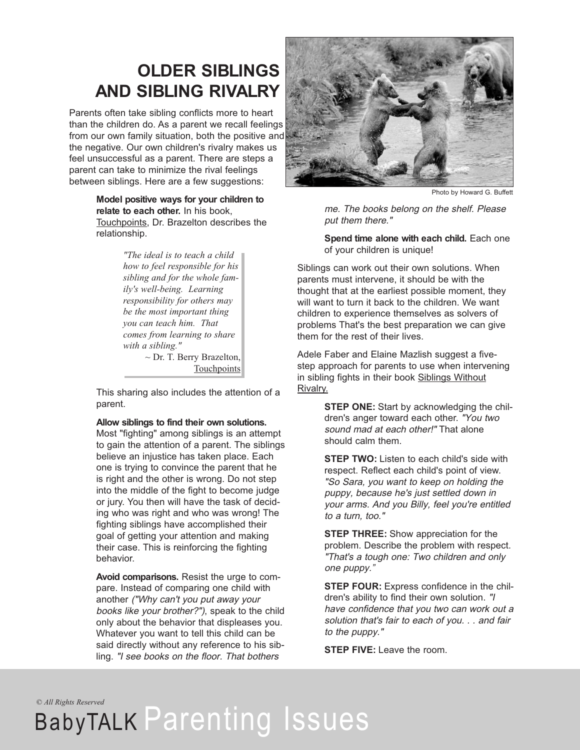# OLDER SIBLINGS AND SIBLING RIVALRY

Parents often take sibling conflicts more to heart than the children do. As a parent we recall feelings from our own family situation, both the positive and the negative. Our own children's rivalry makes us feel unsuccessful as a parent. There are steps a parent can take to minimize the rival feelings between siblings. Here are a few suggestions:

Photo by Howard G. Buffett

**Model positive ways for your children to relate to each other.** In his book, Touchpoints, Dr. Brazelton describes the relationship.

> *"The ideal is to teach a child how to feel responsible for his sibling and for the whole family's well-being. Learning responsibility for others may be the most important thing you can teach him. That comes from learning to share with a sibling."*
>
> ~ Dr. T. Berry Brazelton, Touchpoints

This sharing also includes the attention of a parent.

**Allow siblings to find their own solutions.** Most "fighting" among siblings is an attempt to gain the attention of a parent. The siblings believe an injustice has taken place. Each one is trying to convince the parent that he is right and the other is wrong. Do not step into the middle of the fight to become judge or jury. You then will have the task of deciding who was right and who was wrong! The fighting siblings have accomplished their goal of getting your attention and making their case. This is reinforcing the fighting behavior.

**Avoid comparisons.** Resist the urge to compare. Instead of comparing one child with another *("Why can't you put away your books like your brother?")*, speak to the child only about the behavior that displeases you. Whatever you want to tell this child can be said directly without any reference to his sibling. *"I see books on the floor. That bothers me. The books belong on the shelf. Please put them there."*

**Spend time alone with each child.** Each one of your children is unique!

Siblings can work out their own solutions. When parents must intervene, it should be with the thought that at the earliest possible moment, they will want to turn it back to the children. We want children to experience themselves as solvers of problems That's the best preparation we can give them for the rest of their lives.

Adele Faber and Elaine Mazlish suggest a five-step approach for parents to use when intervening in sibling fights in their book Siblings Without Rivalry.

**STEP ONE:** Start by acknowledging the children's anger toward each other. *"You two sound mad at each other!"* That alone should calm them.

**STEP TWO:** Listen to each child's side with respect. Reflect each child's point of view. *"So Sara, you want to keep on holding the puppy, because he's just settled down in your arms. And you Billy, feel you're entitled to a turn, too."*

**STEP THREE:** Show appreciation for the problem. Describe the problem with respect. *"That's a tough one: Two children and only one puppy."*

**STEP FOUR:** Express confidence in the children's ability to find their own solution. *"I have confidence that you two can work out a solution that's fair to each of you. . . and fair to the puppy."*

**STEP FIVE:** Leave the room.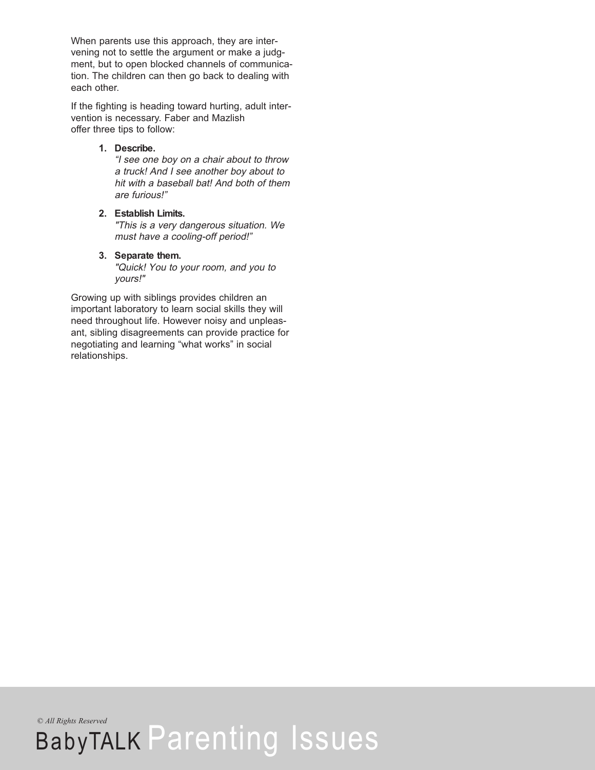When parents use this approach, they are intervening not to settle the argument or make a judgment, but to open blocked channels of communication. The children can then go back to dealing with each other.

If the fighting is heading toward hurting, adult intervention is necessary. Faber and Mazlish offer three tips to follow:

1. **Describe.**
   *“I see one boy on a chair about to throw a truck! And I see another boy about to hit with a baseball bat! And both of them are furious!”*

2. **Establish Limits.**
   *"This is a very dangerous situation. We must have a cooling-off period!”*

3. **Separate them.**
   *"Quick! You to your room, and you to yours!"*

Growing up with siblings provides children an important laboratory to learn social skills they will need throughout life. However noisy and unpleasant, sibling disagreements can provide practice for negotiating and learning “what works” in social relationships.